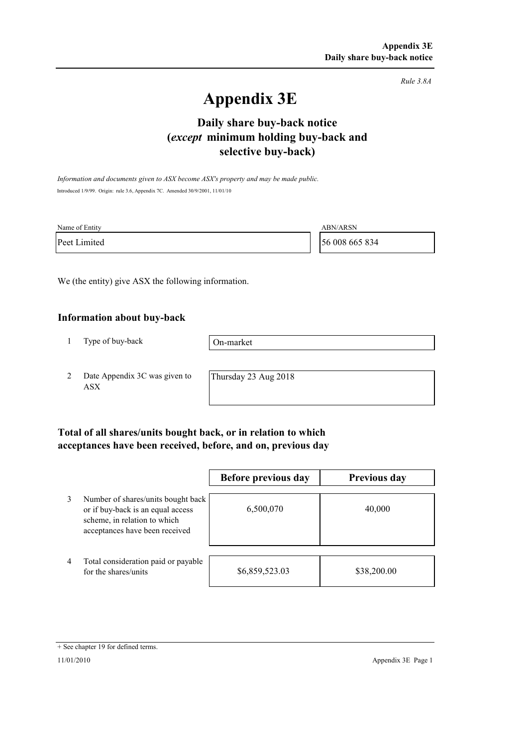*Rule 3.8A*

# Appendix 3E

## Daily share buy-back notice (*except* minimum holding buy-back and selective buy-back)

*Information and documents given to ASX become ASX's property and may be made public.*

Introduced 1/9/99. Origin: rule 3.6, Appendix 7C. Amended 30/9/2001, 11/01/10

| Name of Entity | ABN/ARSN |
|---|---|
| Peet Limited | 56 008 665 834 |

We (the entity) give ASX the following information.

### Information about buy-back

| | | |
|---|---|---|
| 1 | Type of buy-back | On-market |
| 2 | Date Appendix 3C was given to ASX | Thursday 23 Aug 2018 |

### Total of all shares/units bought back, or in relation to which acceptances have been received, before, and on, previous day

| | | Before previous day | Previous day |
|---|---|---|---|
| 3 | Number of shares/units bought back or if buy-back is an equal access scheme, in relation to which acceptances have been received | 6,500,070 | 40,000 |
| 4 | Total consideration paid or payable for the shares/units | $6,859,523.03 | $38,200.00 |

+ See chapter 19 for defined terms.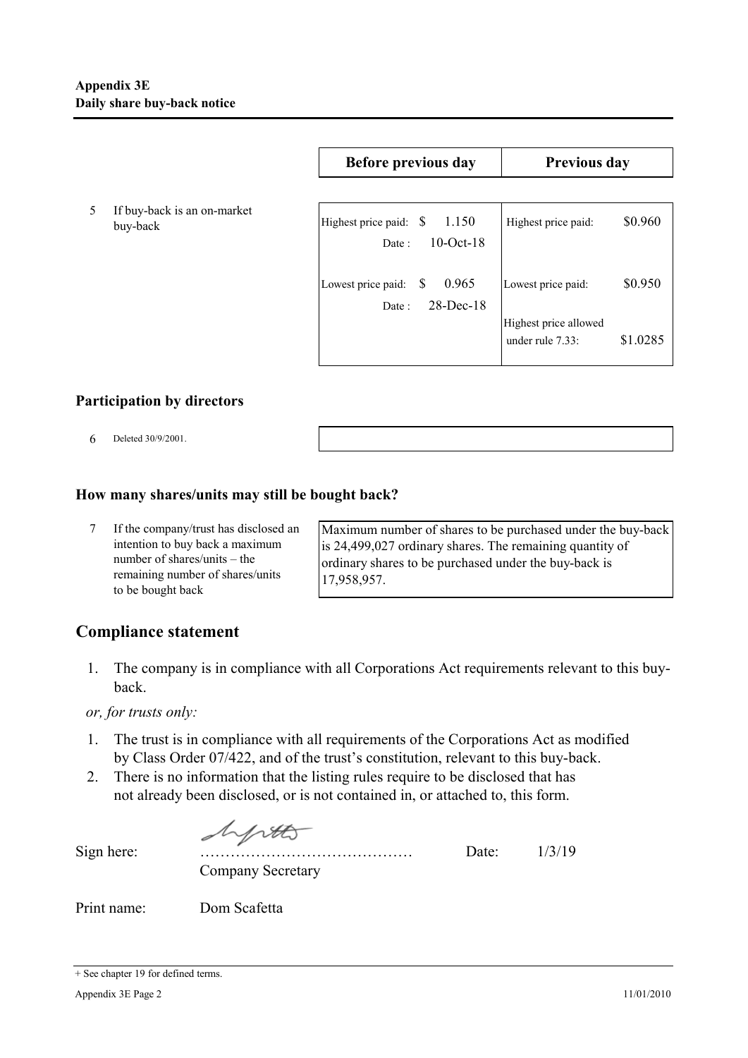**Appendix 3E**
**Daily share buy-back notice**

| | | Before previous day | Previous day |
|---|---|---|---|
| 5 | If buy-back is an on-market buy-back | Highest price paid: $ 1.150<br>Date : 10-Oct-18 | Highest price paid: $0.960 |
| | | Lowest price paid: $ 0.965<br>Date : 28-Dec-18 | Lowest price paid: $0.950 |
| | | | Highest price allowed under rule 7.33: $1.0285 |

## Participation by directors

| | | |
|---|---|---|
| 6 | Deleted 30/9/2001. | |

## How many shares/units may still be bought back?

| | | |
|---|---|---|
| 7 | If the company/trust has disclosed an intention to buy back a maximum number of shares/units – the remaining number of shares/units to be bought back | Maximum number of shares to be purchased under the buy-back is 24,499,027 ordinary shares. The remaining quantity of ordinary shares to be purchased under the buy-back is 17,958,957. |

## Compliance statement

1. The company is in compliance with all Corporations Act requirements relevant to this buy-back.

*or, for trusts only:*

1. The trust is in compliance with all requirements of the Corporations Act as modified by Class Order 07/422, and of the trust's constitution, relevant to this buy-back.
2. There is no information that the listing rules require to be disclosed that has not already been disclosed, or is not contained in, or attached to, this form.

Sign here: …………………………………… Date: 1/3/19
Company Secretary

Print name: Dom Scafetta

+ See chapter 19 for defined terms.